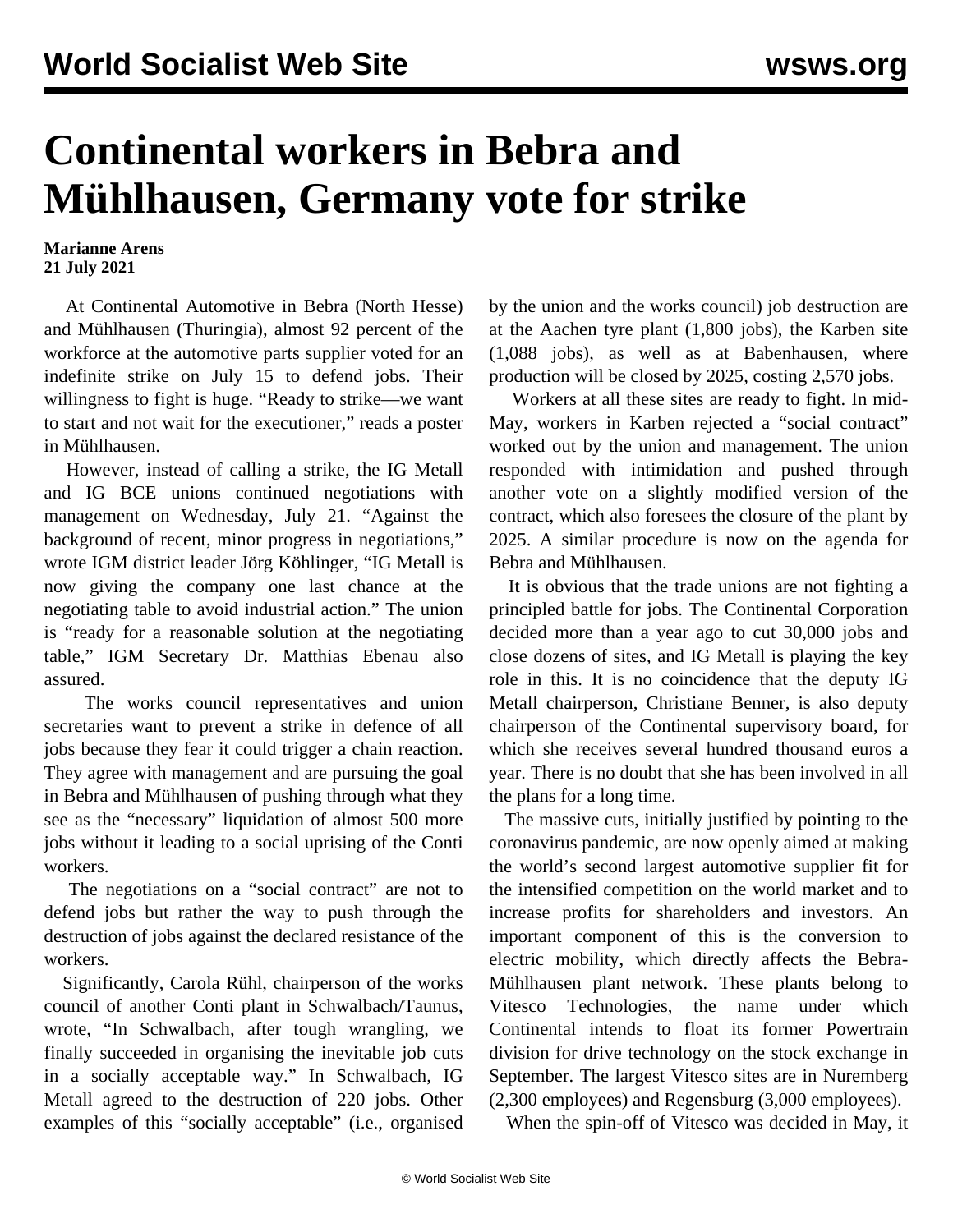# Continental workers in Bebra and Mühlhausen, Germany vote for strike

**Marianne Arens**
**21 July 2021**

At Continental Automotive in Bebra (North Hesse) and Mühlhausen (Thuringia), almost 92 percent of the workforce at the automotive parts supplier voted for an indefinite strike on July 15 to defend jobs. Their willingness to fight is huge. "Ready to strike—we want to start and not wait for the executioner," reads a poster in Mühlhausen.

However, instead of calling a strike, the IG Metall and IG BCE unions continued negotiations with management on Wednesday, July 21. "Against the background of recent, minor progress in negotiations," wrote IGM district leader Jörg Köhlinger, "IG Metall is now giving the company one last chance at the negotiating table to avoid industrial action." The union is "ready for a reasonable solution at the negotiating table," IGM Secretary Dr. Matthias Ebenau also assured.

The works council representatives and union secretaries want to prevent a strike in defence of all jobs because they fear it could trigger a chain reaction. They agree with management and are pursuing the goal in Bebra and Mühlhausen of pushing through what they see as the "necessary" liquidation of almost 500 more jobs without it leading to a social uprising of the Conti workers.

The negotiations on a "social contract" are not to defend jobs but rather the way to push through the destruction of jobs against the declared resistance of the workers.

Significantly, Carola Rühl, chairperson of the works council of another Conti plant in Schwalbach/Taunus, wrote, "In Schwalbach, after tough wrangling, we finally succeeded in organising the inevitable job cuts in a socially acceptable way." In Schwalbach, IG Metall agreed to the destruction of 220 jobs. Other examples of this "socially acceptable" (i.e., organised by the union and the works council) job destruction are at the Aachen tyre plant (1,800 jobs), the Karben site (1,088 jobs), as well as at Babenhausen, where production will be closed by 2025, costing 2,570 jobs.

Workers at all these sites are ready to fight. In mid-May, workers in Karben rejected a "social contract" worked out by the union and management. The union responded with intimidation and pushed through another vote on a slightly modified version of the contract, which also foresees the closure of the plant by 2025. A similar procedure is now on the agenda for Bebra and Mühlhausen.

It is obvious that the trade unions are not fighting a principled battle for jobs. The Continental Corporation decided more than a year ago to cut 30,000 jobs and close dozens of sites, and IG Metall is playing the key role in this. It is no coincidence that the deputy IG Metall chairperson, Christiane Benner, is also deputy chairperson of the Continental supervisory board, for which she receives several hundred thousand euros a year. There is no doubt that she has been involved in all the plans for a long time.

The massive cuts, initially justified by pointing to the coronavirus pandemic, are now openly aimed at making the world's second largest automotive supplier fit for the intensified competition on the world market and to increase profits for shareholders and investors. An important component of this is the conversion to electric mobility, which directly affects the Bebra-Mühlhausen plant network. These plants belong to Vitesco Technologies, the name under which Continental intends to float its former Powertrain division for drive technology on the stock exchange in September. The largest Vitesco sites are in Nuremberg (2,300 employees) and Regensburg (3,000 employees).

When the spin-off of Vitesco was decided in May, it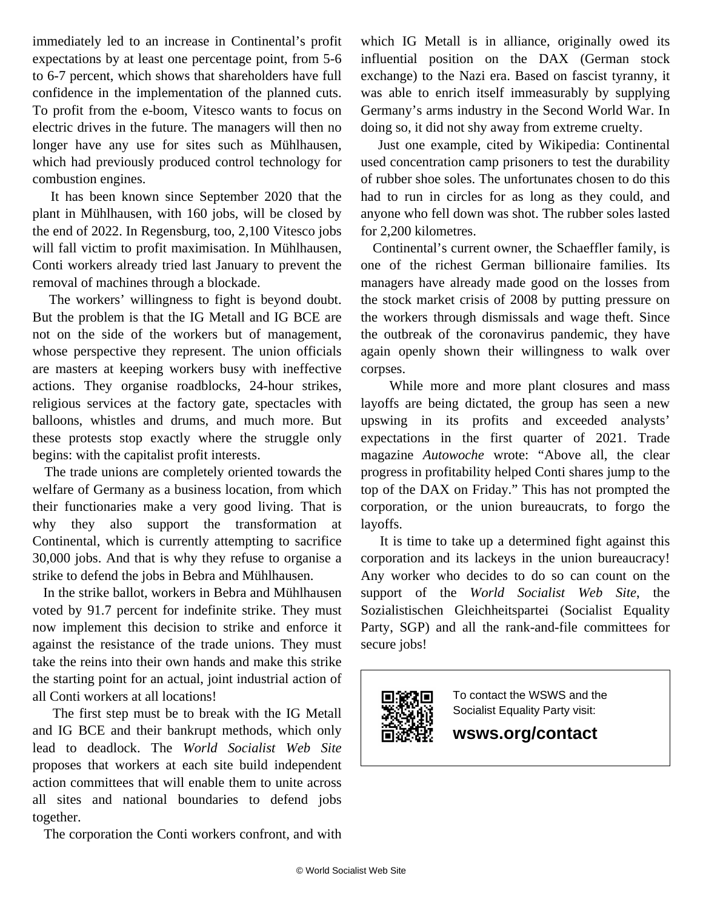immediately led to an increase in Continental's profit expectations by at least one percentage point, from 5-6 to 6-7 percent, which shows that shareholders have full confidence in the implementation of the planned cuts. To profit from the e-boom, Vitesco wants to focus on electric drives in the future. The managers will then no longer have any use for sites such as Mühlhausen, which had previously produced control technology for combustion engines.

It has been known since September 2020 that the plant in Mühlhausen, with 160 jobs, will be closed by the end of 2022. In Regensburg, too, 2,100 Vitesco jobs will fall victim to profit maximisation. In Mühlhausen, Conti workers already tried last January to prevent the removal of machines through a blockade.

The workers' willingness to fight is beyond doubt. But the problem is that the IG Metall and IG BCE are not on the side of the workers but of management, whose perspective they represent. The union officials are masters at keeping workers busy with ineffective actions. They organise roadblocks, 24-hour strikes, religious services at the factory gate, spectacles with balloons, whistles and drums, and much more. But these protests stop exactly where the struggle only begins: with the capitalist profit interests.

The trade unions are completely oriented towards the welfare of Germany as a business location, from which their functionaries make a very good living. That is why they also support the transformation at Continental, which is currently attempting to sacrifice 30,000 jobs. And that is why they refuse to organise a strike to defend the jobs in Bebra and Mühlhausen.

In the strike ballot, workers in Bebra and Mühlhausen voted by 91.7 percent for indefinite strike. They must now implement this decision to strike and enforce it against the resistance of the trade unions. They must take the reins into their own hands and make this strike the starting point for an actual, joint industrial action of all Conti workers at all locations!

The first step must be to break with the IG Metall and IG BCE and their bankrupt methods, which only lead to deadlock. The *World Socialist Web Site* proposes that workers at each site build independent action committees that will enable them to unite across all sites and national boundaries to defend jobs together.

The corporation the Conti workers confront, and with which IG Metall is in alliance, originally owed its influential position on the DAX (German stock exchange) to the Nazi era. Based on fascist tyranny, it was able to enrich itself immeasurably by supplying Germany's arms industry in the Second World War. In doing so, it did not shy away from extreme cruelty.

Just one example, cited by Wikipedia: Continental used concentration camp prisoners to test the durability of rubber shoe soles. The unfortunates chosen to do this had to run in circles for as long as they could, and anyone who fell down was shot. The rubber soles lasted for 2,200 kilometres.

Continental's current owner, the Schaeffler family, is one of the richest German billionaire families. Its managers have already made good on the losses from the stock market crisis of 2008 by putting pressure on the workers through dismissals and wage theft. Since the outbreak of the coronavirus pandemic, they have again openly shown their willingness to walk over corpses.

While more and more plant closures and mass layoffs are being dictated, the group has seen a new upswing in its profits and exceeded analysts' expectations in the first quarter of 2021. Trade magazine *Autowoche* wrote: "Above all, the clear progress in profitability helped Conti shares jump to the top of the DAX on Friday." This has not prompted the corporation, or the union bureaucrats, to forgo the layoffs.

It is time to take up a determined fight against this corporation and its lackeys in the union bureaucracy! Any worker who decides to do so can count on the support of the *World Socialist Web Site*, the Sozialistischen Gleichheitspartei (Socialist Equality Party, SGP) and all the rank-and-file committees for secure jobs!

To contact the WSWS and the Socialist Equality Party visit:

**wsws.org/contact**